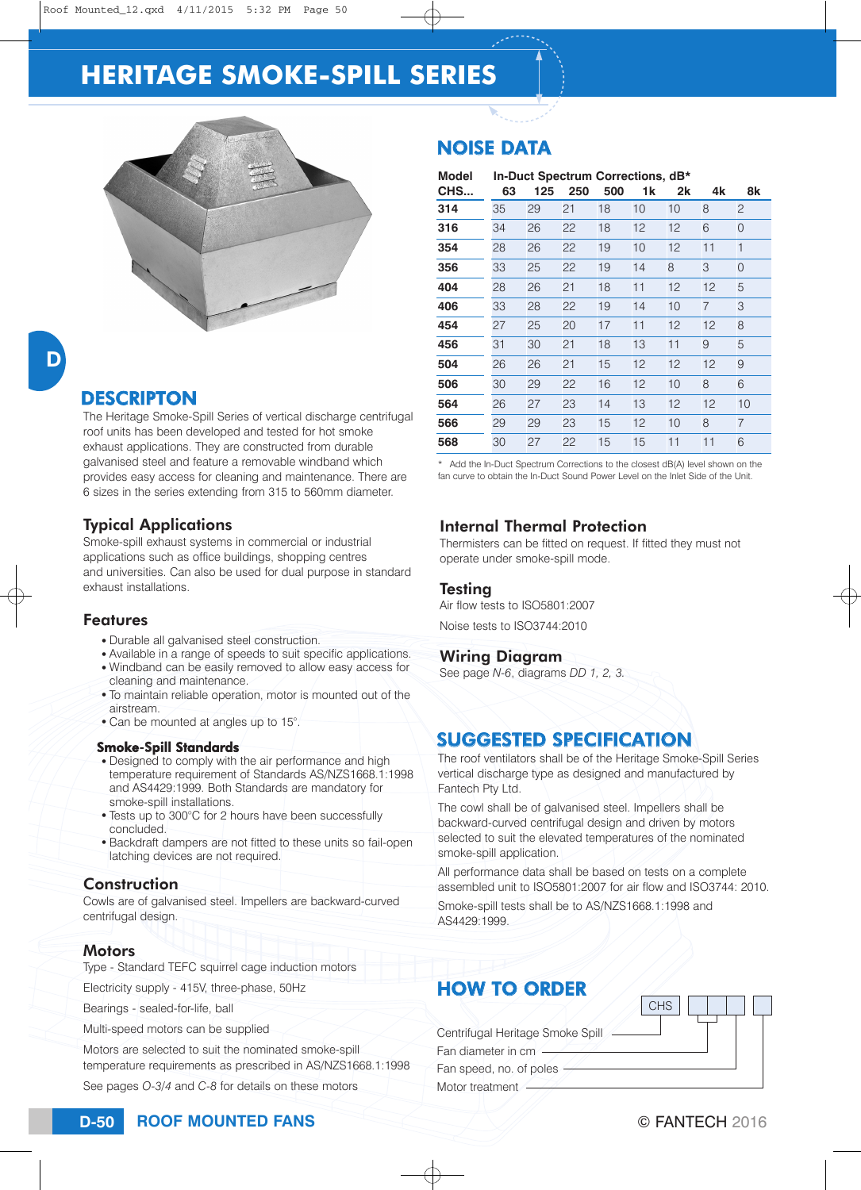# HERITAGE SMOKE-SPILL SERIES

## DESCRIPTON

The Heritage Smoke-Spill Series of vertical discharge centrifugal roof units has been developed and tested for hot smoke exhaust applications. They are constructed from durable galvanised steel and feature a removable windband which provides easy access for cleaning and maintenance. There are 6 sizes in the series extending from 315 to 560mm diameter.

### Typical Applications

Smoke-spill exhaust systems in commercial or industrial applications such as office buildings, shopping centres and universities. Can also be used for dual purpose in standard exhaust installations.

### Features

- Durable all galvanised steel construction.
- Available in a range of speeds to suit specific applications.
- Windband can be easily removed to allow easy access for cleaning and maintenance.
- To maintain reliable operation, motor is mounted out of the airstream.
- Can be mounted at angles up to 15°.

**Smoke-Spill Standards**

- Designed to comply with the air performance and high temperature requirement of Standards AS/NZS1668.1:1998 and AS4429:1999. Both Standards are mandatory for smoke-spill installations.
- Tests up to 300°C for 2 hours have been successfully concluded.
- Backdraft dampers are not fitted to these units so fail-open latching devices are not required.

### Construction

Cowls are of galvanised steel. Impellers are backward-curved centrifugal design.

### Motors

Type - Standard TEFC squirrel cage induction motors

Electricity supply - 415V, three-phase, 50Hz

Bearings - sealed-for-life, ball

Multi-speed motors can be supplied

Motors are selected to suit the nominated smoke-spill temperature requirements as prescribed in AS/NZS1668.1:1998

See pages *O-3/4* and *C-8* for details on these motors

## NOISE DATA

| Model CHS... | In-Duct Spectrum Corrections, dB* 63 | 125 | 250 | 500 | 1k | 2k | 4k | 8k |
|---|---|---|---|---|---|---|---|---|
| **314** | 35 | 29 | 21 | 18 | 10 | 10 | 8 | 2 |
| **316** | 34 | 26 | 22 | 18 | 12 | 12 | 6 | 0 |
| **354** | 28 | 26 | 22 | 19 | 10 | 12 | 11 | 1 |
| **356** | 33 | 25 | 22 | 19 | 14 | 8 | 3 | 0 |
| **404** | 28 | 26 | 21 | 18 | 11 | 12 | 12 | 5 |
| **406** | 33 | 28 | 22 | 19 | 14 | 10 | 7 | 3 |
| **454** | 27 | 25 | 20 | 17 | 11 | 12 | 12 | 8 |
| **456** | 31 | 30 | 21 | 18 | 13 | 11 | 9 | 5 |
| **504** | 26 | 26 | 21 | 15 | 12 | 12 | 12 | 9 |
| **506** | 30 | 29 | 22 | 16 | 12 | 10 | 8 | 6 |
| **564** | 26 | 27 | 23 | 14 | 13 | 12 | 12 | 10 |
| **566** | 29 | 29 | 23 | 15 | 12 | 10 | 8 | 7 |
| **568** | 30 | 27 | 22 | 15 | 15 | 11 | 11 | 6 |

\* Add the In-Duct Spectrum Corrections to the closest dB(A) level shown on the fan curve to obtain the In-Duct Sound Power Level on the Inlet Side of the Unit.

### Internal Thermal Protection

Thermisters can be fitted on request. If fitted they must not operate under smoke-spill mode.

### Testing

Air flow tests to ISO5801:2007

Noise tests to ISO3744:2010

### Wiring Diagram

See page *N-6*, diagrams *DD 1, 2, 3*.

## SUGGESTED SPECIFICATION

The roof ventilators shall be of the Heritage Smoke-Spill Series vertical discharge type as designed and manufactured by Fantech Pty Ltd.

The cowl shall be of galvanised steel. Impellers shall be backward-curved centrifugal design and driven by motors selected to suit the elevated temperatures of the nominated smoke-spill application.

All performance data shall be based on tests on a complete assembled unit to ISO5801:2007 for air flow and ISO3744: 2010.

Smoke-spill tests shall be to AS/NZS1668.1:1998 and AS4429:1999.

## HOW TO ORDER

CHS [ ][ ][ ] [ ]

- Centrifugal Heritage Smoke Spill
- Fan diameter in cm
- Fan speed, no. of poles
- Motor treatment

© FANTECH 2016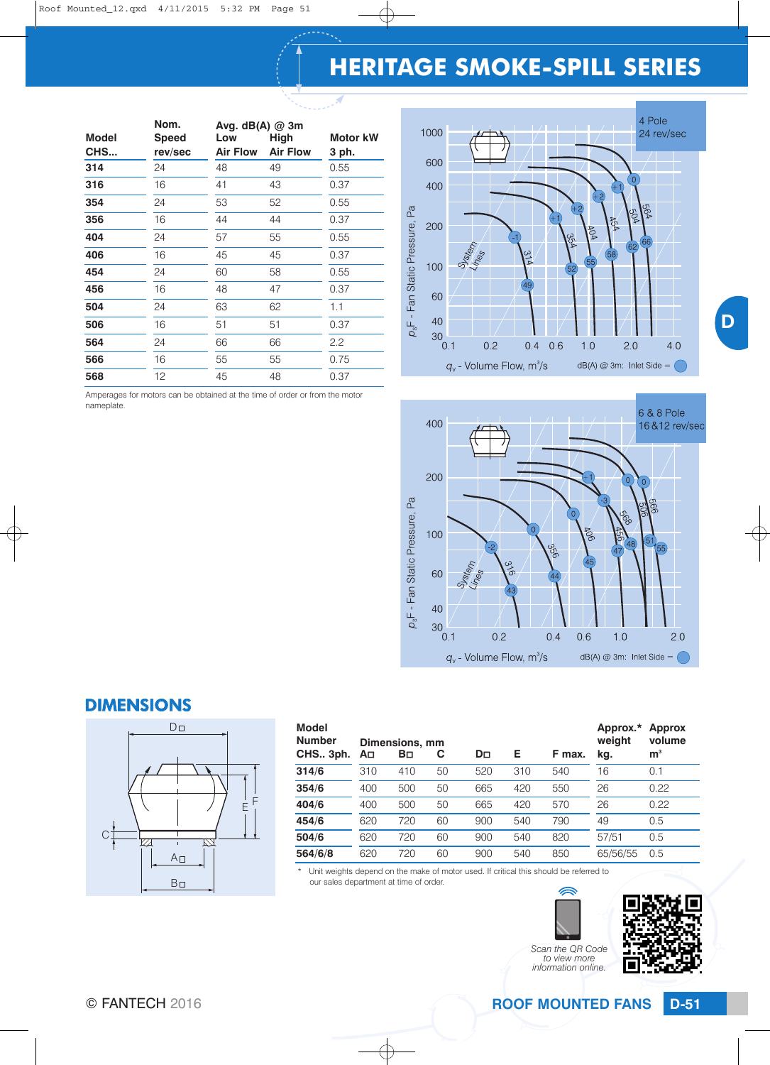# HERITAGE SMOKE-SPILL SERIES

| Model CHS... | Nom. Speed rev/sec | Avg. dB(A) @ 3m Low Air Flow | High Air Flow | Motor kW 3 ph. |
|---|---|---|---|---|
| **314** | 24 | 48 | 49 | 0.55 |
| **316** | 16 | 41 | 43 | 0.37 |
| **354** | 24 | 53 | 52 | 0.55 |
| **356** | 16 | 44 | 44 | 0.37 |
| **404** | 24 | 57 | 55 | 0.55 |
| **406** | 16 | 45 | 45 | 0.37 |
| **454** | 24 | 60 | 58 | 0.55 |
| **456** | 16 | 48 | 47 | 0.37 |
| **504** | 24 | 63 | 62 | 1.1 |
| **506** | 16 | 51 | 51 | 0.37 |
| **564** | 24 | 66 | 66 | 2.2 |
| **566** | 16 | 55 | 55 | 0.75 |
| **568** | 12 | 45 | 48 | 0.37 |

Amperages for motors can be obtained at the time of order or from the motor nameplate.

4 Pole
24 rev/sec

$p_sF$ - Fan Static Pressure, Pa

1000, 600, 400, 200, 100, 60, 40, 30

System Lines

314, 354, 404, 454, 504, 564

-1, +1, +2, +2, +1, 0

49, 52, 55, 58, 62, 66

0.1, 0.2, 0.4, 0.6, 1.0, 2.0, 4.0

$q_v$ - Volume Flow, $m^3/s$ dB(A) @ 3m: Inlet Side =

6 & 8 Pole
16 &12 rev/sec

$p_sF$ - Fan Static Pressure, Pa

400, 200, 100, 60, 40, 30

System Lines

316, 356, 406, 456, 506, 566, 568

-2, 0, 0, -1, -3, 0, 0

43, 44, 45, 47, 48, 51, 55

0.1, 0.2, 0.4, 0.6, 1.0, 2.0

$q_v$ - Volume Flow, $m^3/s$ dB(A) @ 3m: Inlet Side =

## DIMENSIONS

D□, E, F, C, A□, B□

| Model Number CHS.. 3ph. | Dimensions, mm A□ | B□ | C | D□ | E | F max. | Approx.* weight kg. | Approx volume m³ |
|---|---|---|---|---|---|---|---|---|
| **314/6** | 310 | 410 | 50 | 520 | 310 | 540 | 16 | 0.1 |
| **354/6** | 400 | 500 | 50 | 665 | 420 | 550 | 26 | 0.22 |
| **404/6** | 400 | 500 | 50 | 665 | 420 | 570 | 26 | 0.22 |
| **454/6** | 620 | 720 | 60 | 900 | 540 | 790 | 49 | 0.5 |
| **504/6** | 620 | 720 | 60 | 900 | 540 | 820 | 57/51 | 0.5 |
| **564/6/8** | 620 | 720 | 60 | 900 | 540 | 850 | 65/56/55 | 0.5 |

\* Unit weights depend on the make of motor used. If critical this should be referred to our sales department at time of order.

*Scan the QR Code to view more information online.*

© FANTECH 2016

ROOF MOUNTED FANS